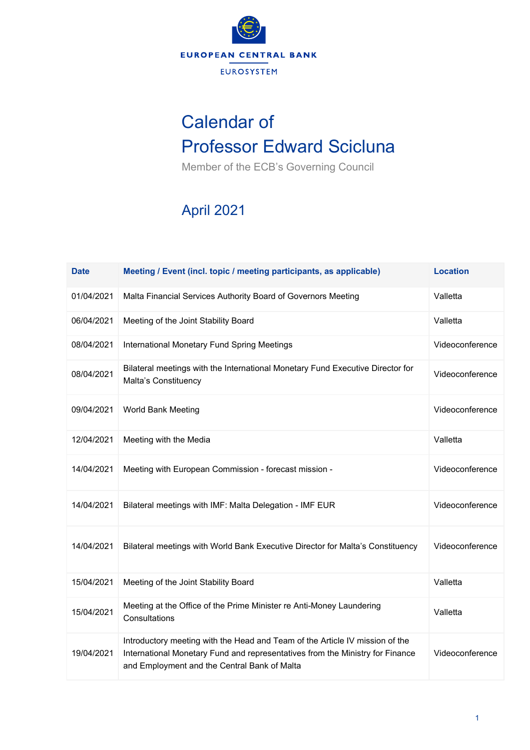EUROPEAN CENTRAL BANK

EUROSYSTEM

# Calendar of Professor Edward Scicluna

Member of the ECB's Governing Council

## April 2021

| Date | Meeting / Event (incl. topic / meeting participants, as applicable) | Location |
|---|---|---|
| 01/04/2021 | Malta Financial Services Authority Board of Governors Meeting | Valletta |
| 06/04/2021 | Meeting of the Joint Stability Board | Valletta |
| 08/04/2021 | International Monetary Fund Spring Meetings | Videoconference |
| 08/04/2021 | Bilateral meetings with the International Monetary Fund Executive Director for Malta's Constituency | Videoconference |
| 09/04/2021 | World Bank Meeting | Videoconference |
| 12/04/2021 | Meeting with the Media | Valletta |
| 14/04/2021 | Meeting with European Commission - forecast mission - | Videoconference |
| 14/04/2021 | Bilateral meetings with IMF: Malta Delegation - IMF EUR | Videoconference |
| 14/04/2021 | Bilateral meetings with World Bank Executive Director for Malta's Constituency | Videoconference |
| 15/04/2021 | Meeting of the Joint Stability Board | Valletta |
| 15/04/2021 | Meeting at the Office of the Prime Minister re Anti-Money Laundering Consultations | Valletta |
| 19/04/2021 | Introductory meeting with the Head and Team of the Article IV mission of the International Monetary Fund and representatives from the Ministry for Finance and Employment and the Central Bank of Malta | Videoconference |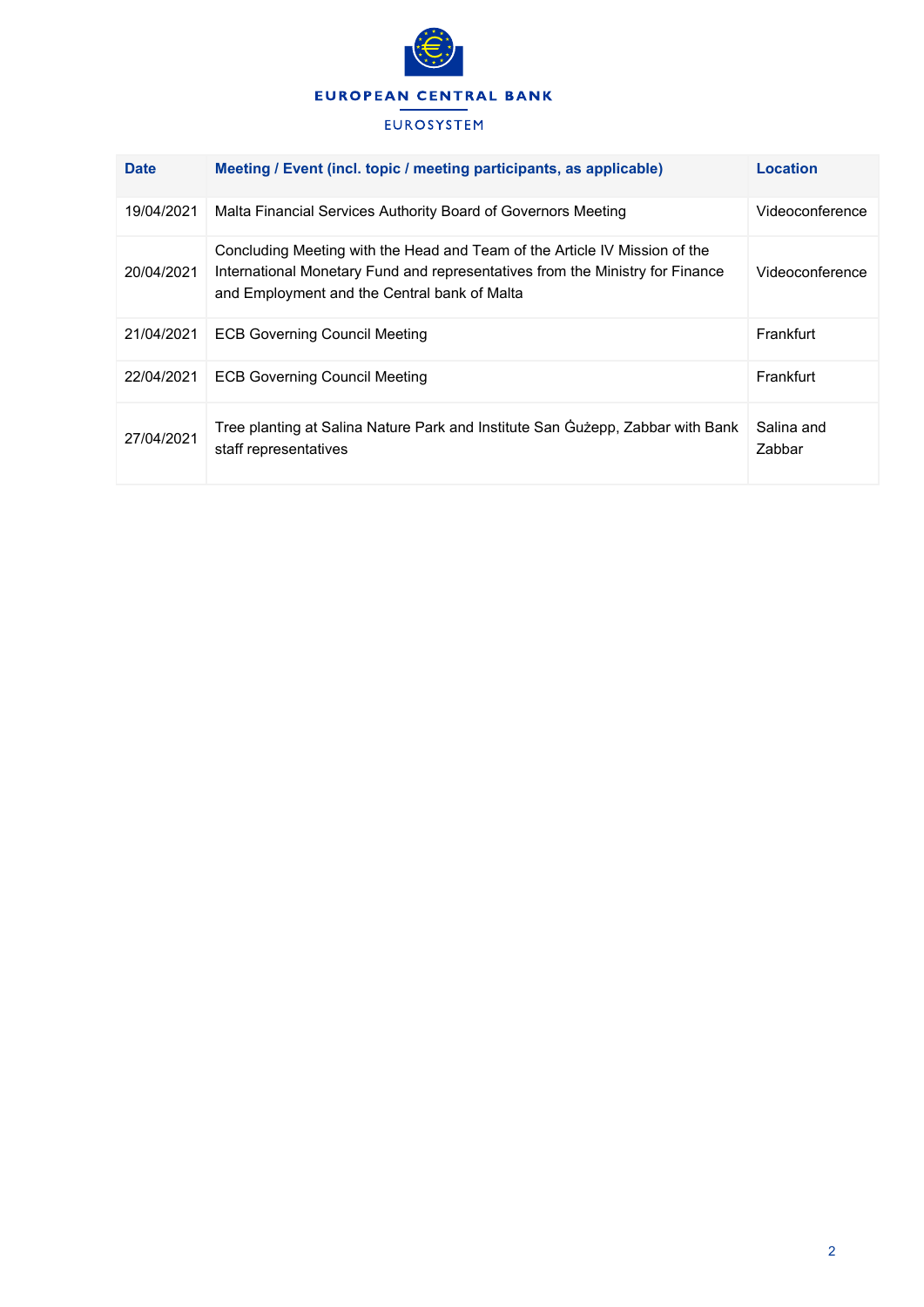| Date | Meeting / Event (incl. topic / meeting participants, as applicable) | Location |
|---|---|---|
| 19/04/2021 | Malta Financial Services Authority Board of Governors Meeting | Videoconference |
| 20/04/2021 | Concluding Meeting with the Head and Team of the Article IV Mission of the International Monetary Fund and representatives from the Ministry for Finance and Employment and the Central bank of Malta | Videoconference |
| 21/04/2021 | ECB Governing Council Meeting | Frankfurt |
| 22/04/2021 | ECB Governing Council Meeting | Frankfurt |
| 27/04/2021 | Tree planting at Salina Nature Park and Institute San Ġużepp, Zabbar with Bank staff representatives | Salina and Zabbar |